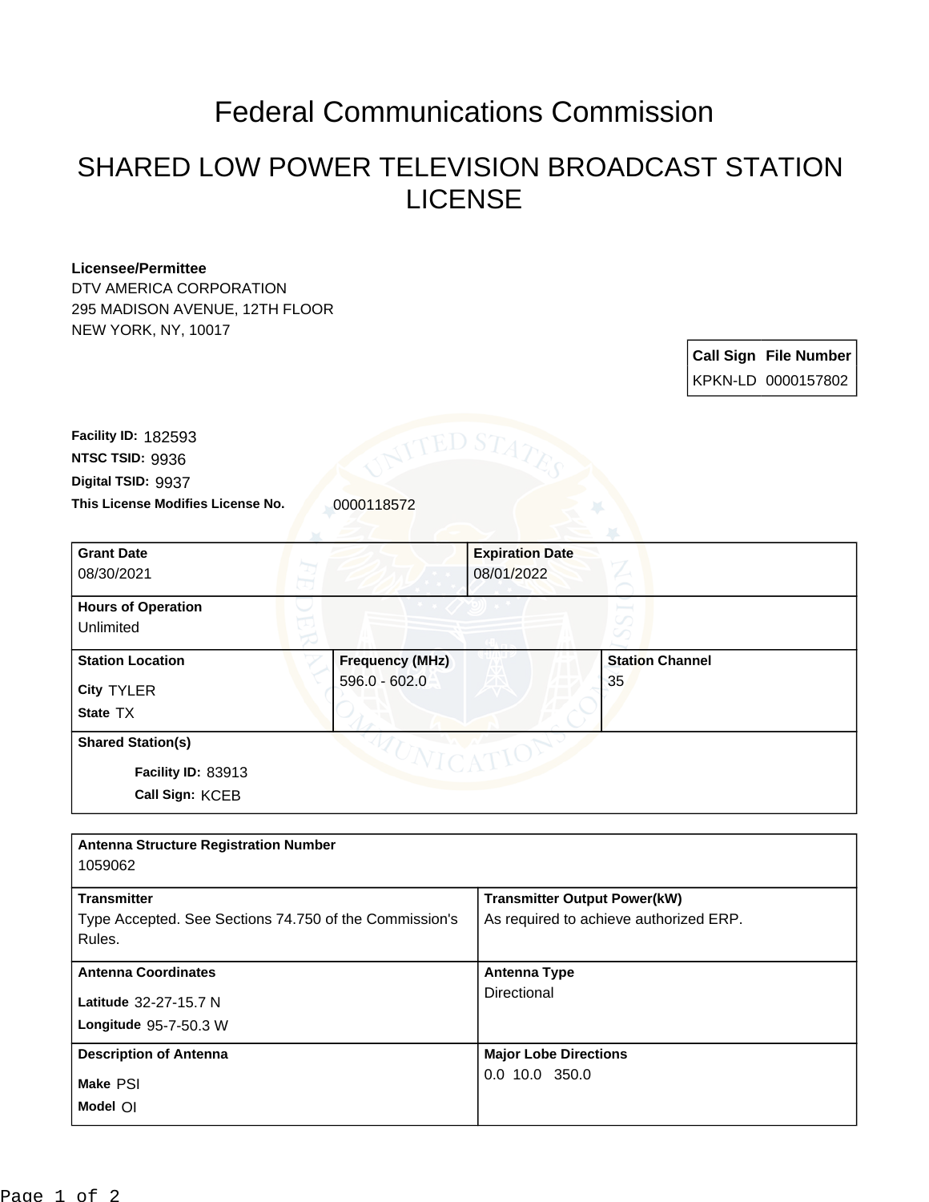# Federal Communications Commission

## SHARED LOW POWER TELEVISION BROADCAST STATION LICENSE

**Licensee/Permittee**
DTV AMERICA CORPORATION
295 MADISON AVENUE, 12TH FLOOR
NEW YORK, NY, 10017

| Call Sign | File Number |
| --- | --- |
| KPKN-LD | 0000157802 |

**Facility ID:** 182593
**NTSC TSID:** 9936
**Digital TSID:** 9937
**This License Modifies License No.** 0000118572

| Grant Date | Expiration Date |
| --- | --- |
| 08/30/2021 | 08/01/2022 |

**Hours of Operation**
Unlimited

| Station Location | Frequency (MHz) | Station Channel |
| --- | --- | --- |
| City TYLER<br>State TX | 596.0 - 602.0 | 35 |

**Shared Station(s)**

Facility ID: 83913
Call Sign: KCEB

**Antenna Structure Registration Number**
1059062

| Transmitter | Transmitter Output Power(kW) |
| --- | --- |
| Type Accepted. See Sections 74.750 of the Commission's Rules. | As required to achieve authorized ERP. |

| Antenna Coordinates | Antenna Type |
| --- | --- |
| Latitude 32-27-15.7 N<br>Longitude 95-7-50.3 W | Directional |

| Description of Antenna | Major Lobe Directions |
| --- | --- |
| Make PSI<br>Model OI | 0.0 10.0 350.0 |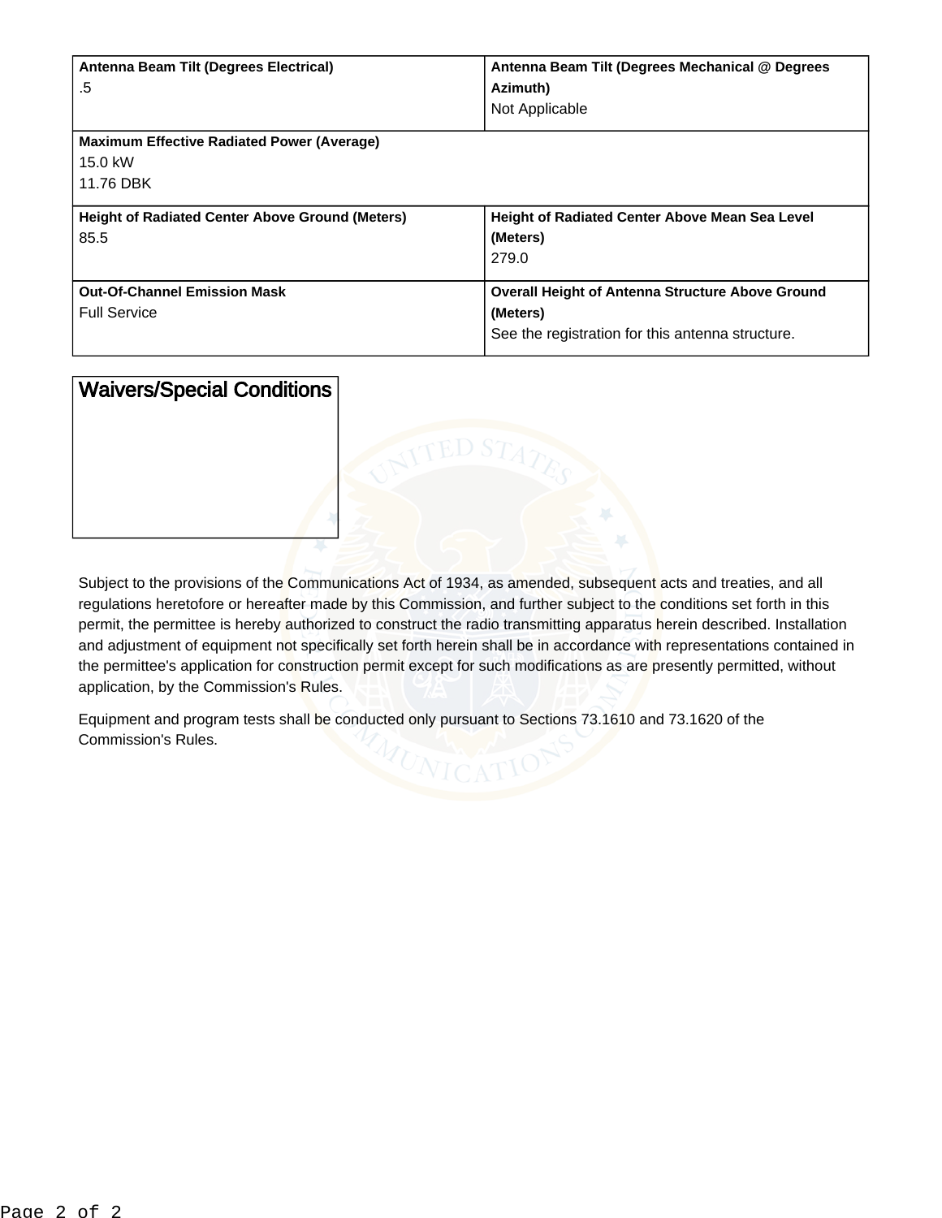| | |
|---|---|
| **Antenna Beam Tilt (Degrees Electrical)**<br>.5 | **Antenna Beam Tilt (Degrees Mechanical @ Degrees Azimuth)**<br>Not Applicable |
| **Maximum Effective Radiated Power (Average)**<br>15.0 kW<br>11.76 DBK | |
| **Height of Radiated Center Above Ground (Meters)**<br>85.5 | **Height of Radiated Center Above Mean Sea Level (Meters)**<br>279.0 |
| **Out-Of-Channel Emission Mask**<br>Full Service | **Overall Height of Antenna Structure Above Ground (Meters)**<br>See the registration for this antenna structure. |

## Waivers/Special Conditions

Subject to the provisions of the Communications Act of 1934, as amended, subsequent acts and treaties, and all regulations heretofore or hereafter made by this Commission, and further subject to the conditions set forth in this permit, the permittee is hereby authorized to construct the radio transmitting apparatus herein described. Installation and adjustment of equipment not specifically set forth herein shall be in accordance with representations contained in the permittee's application for construction permit except for such modifications as are presently permitted, without application, by the Commission's Rules.

Equipment and program tests shall be conducted only pursuant to Sections 73.1610 and 73.1620 of the Commission's Rules.